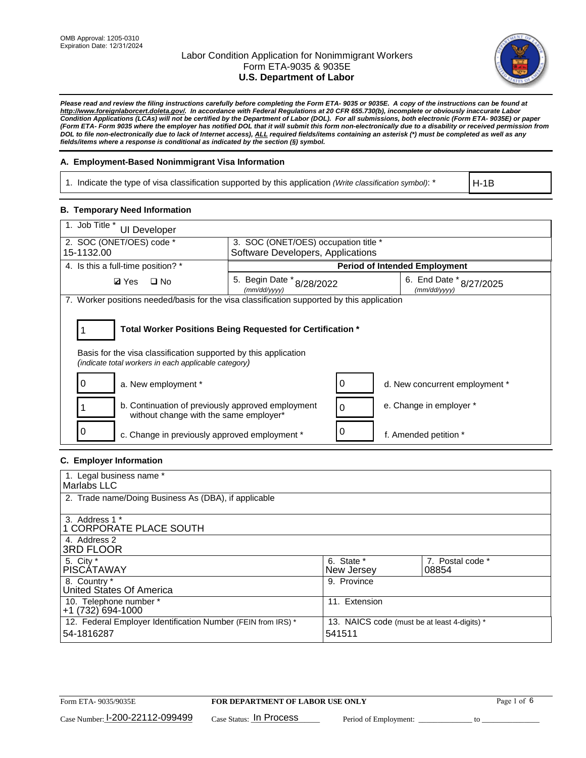OMB Approval: 1205-0310
Expiration Date: 12/31/2024

# Labor Condition Application for Nonimmigrant Workers
## Form ETA-9035 & 9035E
## U.S. Department of Labor

***Please read and review the filing instructions carefully before completing the Form ETA- 9035 or 9035E. A copy of the instructions can be found at http://www.foreignlaborcert.doleta.gov/. In accordance with Federal Regulations at 20 CFR 655.730(b), incomplete or obviously inaccurate Labor Condition Applications (LCAs) will not be certified by the Department of Labor (DOL). For all submissions, both electronic (Form ETA- 9035E) or paper (Form ETA- Form 9035 where the employer has notified DOL that it will submit this form non-electronically due to a disability or received permission from DOL to file non-electronically due to lack of Internet access), ALL required fields/items containing an asterisk (*) must be completed as well as any fields/items where a response is conditional as indicated by the section (§) symbol.***

### A. Employment-Based Nonimmigrant Visa Information

| 1. Indicate the type of visa classification supported by this application *(Write classification symbol)*: * | H-1B |
|---|---|

### B. Temporary Need Information

| 1. Job Title * UI Developer | | |
|---|---|---|
| 2. SOC (ONET/OES) code * 15-1132.00 | 3. SOC (ONET/OES) occupation title * Software Developers, Applications | |
| 4. Is this a full-time position? * | **Period of Intended Employment** | |
| ☑ Yes ☐ No | 5. Begin Date * (mm/dd/yyyy) 8/28/2022 | 6. End Date * (mm/dd/yyyy) 8/27/2025 |

7. Worker positions needed/basis for the visa classification supported by this application

1 **Total Worker Positions Being Requested for Certification ***

Basis for the visa classification supported by this application
*(indicate total workers in each applicable category)*

| | | | |
|---|---|---|---|
| 0 | a. New employment * | 0 | d. New concurrent employment * |
| 1 | b. Continuation of previously approved employment without change with the same employer* | 0 | e. Change in employer * |
| 0 | c. Change in previously approved employment * | 0 | f. Amended petition * |

### C. Employer Information

| | |
|---|---|
| 1. Legal business name * Marlabs LLC | |
| 2. Trade name/Doing Business As (DBA), if applicable | |
| 3. Address 1 * 1 CORPORATE PLACE SOUTH | |
| 4. Address 2 3RD FLOOR | |
| 5. City * PISCATAWAY | 6. State * New Jersey / 7. Postal code * 08854 |
| 8. Country * United States Of America | 9. Province |
| 10. Telephone number * +1 (732) 694-1000 | 11. Extension |
| 12. Federal Employer Identification Number (FEIN from IRS) * 54-1816287 | 13. NAICS code (must be at least 4-digits) * 541511 |

Form ETA- 9035/9035E **FOR DEPARTMENT OF LABOR USE ONLY**

Case Number: I-200-22112-099499 Case Status: In Process Period of Employment: _____________ to _____________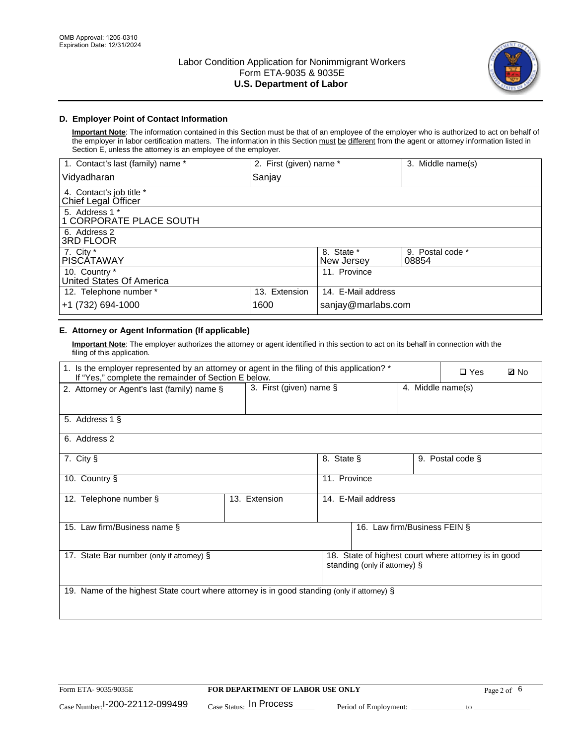OMB Approval: 1205-0310
Expiration Date: 12/31/2024

# Labor Condition Application for Nonimmigrant Workers
## Form ETA-9035 & 9035E
## U.S. Department of Labor

### D. Employer Point of Contact Information

**Important Note**: The information contained in this Section must be that of an employee of the employer who is authorized to act on behalf of the employer in labor certification matters. The information in this Section must be different from the agent or attorney information listed in Section E, unless the attorney is an employee of the employer.

| 1. Contact's last (family) name * | 2. First (given) name * | 3. Middle name(s) |
|---|---|---|
| Vidyadharan | Sanjay | |

| 4. Contact's job title * |
|---|
| Chief Legal Officer |
| **5. Address 1 *** |
| 1 CORPORATE PLACE SOUTH |
| **6. Address 2** |
| 3RD FLOOR |

| 7. City * | 8. State * | 9. Postal code * |
|---|---|---|
| PISCATAWAY | New Jersey | 08854 |

| 10. Country * | 11. Province |
|---|---|
| United States Of America | |

| 12. Telephone number * | 13. Extension | 14. E-Mail address |
|---|---|---|
| +1 (732) 694-1000 | 1600 | sanjay@marlabs.com |

### E. Attorney or Agent Information (If applicable)

**Important Note**: The employer authorizes the attorney or agent identified in this section to act on its behalf in connection with the filing of this application.

| 1. Is the employer represented by an attorney or agent in the filing of this application? * If "Yes," complete the remainder of Section E below. | ❑ Yes | ☑ No |
|---|---|---|

| 2. Attorney or Agent's last (family) name § | 3. First (given) name § | 4. Middle name(s) |
|---|---|---|
| | | |

| 5. Address 1 § |
|---|
| |
| **6. Address 2** |
| |

| 7. City § | 8. State § | 9. Postal code § |
|---|---|---|
| | | |

| 10. Country § | 11. Province |
|---|---|
| | |

| 12. Telephone number § | 13. Extension | 14. E-Mail address |
|---|---|---|
| | | |

| 15. Law firm/Business name § | 16. Law firm/Business FEIN § |
|---|---|
| | |

| 17. State Bar number (only if attorney) § | 18. State of highest court where attorney is in good standing (only if attorney) § |
|---|---|
| | |

| 19. Name of the highest State court where attorney is in good standing (only if attorney) § |
|---|
| |

Form ETA- 9035/9035E | FOR DEPARTMENT OF LABOR USE ONLY

Case Number: I-200-22112-099499 Case Status: In Process Period of Employment: ______________ to ______________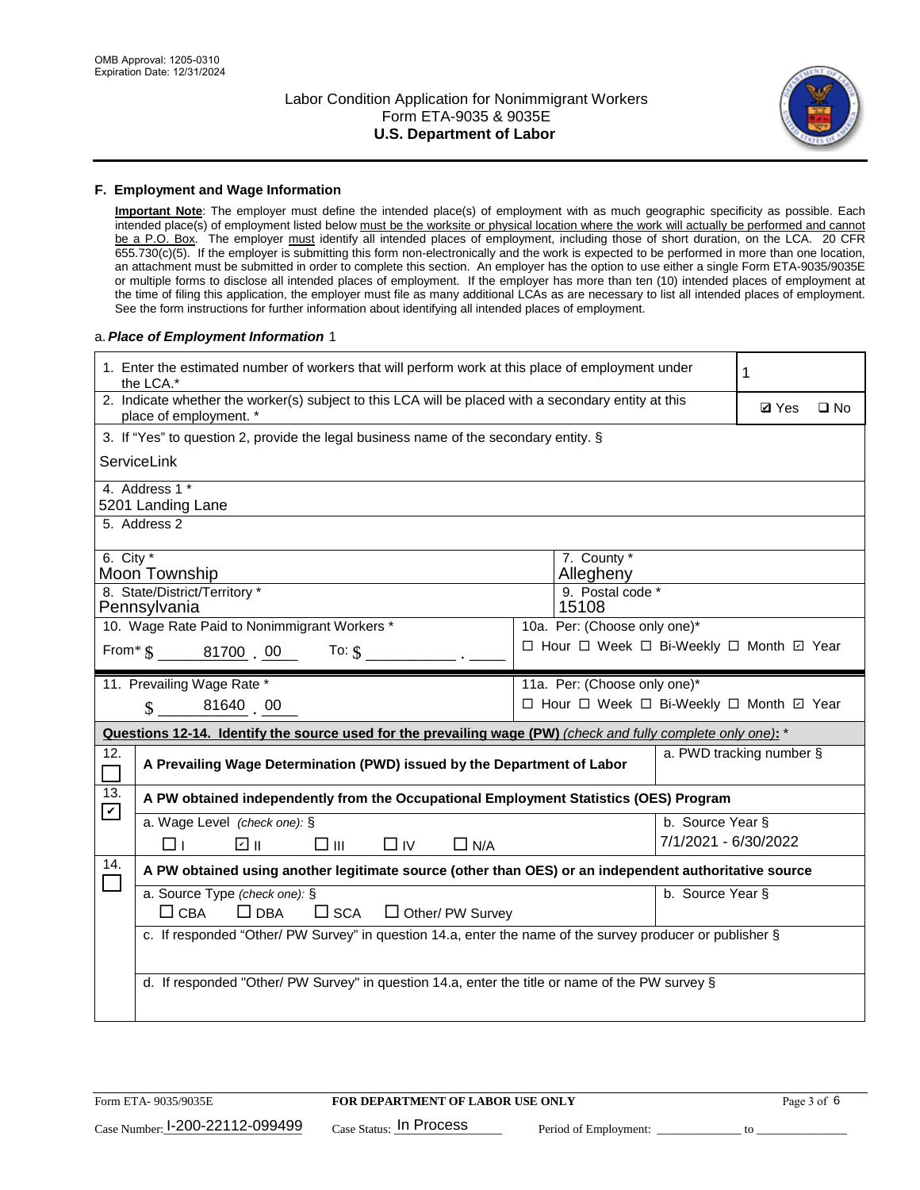OMB Approval: 1205-0310
Expiration Date: 12/31/2024

# Labor Condition Application for Nonimmigrant Workers
## Form ETA-9035 & 9035E
## U.S. Department of Labor

### F. Employment and Wage Information

**Important Note**: The employer must define the intended place(s) of employment with as much geographic specificity as possible. Each intended place(s) of employment listed below must be the worksite or physical location where the work will actually be performed and cannot be a P.O. Box. The employer must identify all intended places of employment, including those of short duration, on the LCA. 20 CFR 655.730(c)(5). If the employer is submitting this form non-electronically and the work is expected to be performed in more than one location, an attachment must be submitted in order to complete this section. An employer has the option to use either a single Form ETA-9035/9035E or multiple forms to disclose all intended places of employment. If the employer has more than ten (10) intended places of employment at the time of filing this application, the employer must file as many additional LCAs as are necessary to list all intended places of employment. See the form instructions for further information about identifying all intended places of employment.

a. *Place of Employment Information* 1

| | |
|---|---|
| 1. Enter the estimated number of workers that will perform work at this place of employment under the LCA.* | 1 |
| 2. Indicate whether the worker(s) subject to this LCA will be placed with a secondary entity at this place of employment. * | ☑ Yes ☐ No |
| 3. If "Yes" to question 2, provide the legal business name of the secondary entity. § ServiceLink | |
| 4. Address 1 * 5201 Landing Lane | |
| 5. Address 2 | |
| 6. City * Moon Township | 7. County * Allegheny |
| 8. State/District/Territory * Pennsylvania | 9. Postal code * 15108 |
| 10. Wage Rate Paid to Nonimmigrant Workers * From* $ 81700 . 00 To: $ ______ . ____ | 10a. Per: (Choose only one)* ☐ Hour ☐ Week ☐ Bi-Weekly ☐ Month ☑ Year |
| 11. Prevailing Wage Rate * $ 81640 . 00 | 11a. Per: (Choose only one)* ☐ Hour ☐ Week ☐ Bi-Weekly ☐ Month ☑ Year |

**Questions 12-14. Identify the source used for the prevailing wage (PW)** *(check and fully complete only one)*: *

| | | |
|---|---|---|
| 12. ☐ | A Prevailing Wage Determination (PWD) issued by the Department of Labor | a. PWD tracking number § |
| 13. ☑ | A PW obtained independently from the Occupational Employment Statistics (OES) Program | |
| | a. Wage Level *(check one)*: § ☐ I ☑ II ☐ III ☐ IV ☐ N/A | b. Source Year § 7/1/2021 - 6/30/2022 |
| 14. ☐ | A PW obtained using another legitimate source (other than OES) or an independent authoritative source | |
| | a. Source Type *(check one)*: § ☐ CBA ☐ DBA ☐ SCA ☐ Other/ PW Survey | b. Source Year § |
| | c. If responded "Other/ PW Survey" in question 14.a, enter the name of the survey producer or publisher § | |
| | d. If responded "Other/ PW Survey" in question 14.a, enter the title or name of the PW survey § | |

Form ETA- 9035/9035E — FOR DEPARTMENT OF LABOR USE ONLY

Case Number: I-200-22112-099499 Case Status: In Process Period of Employment: ____________ to ______________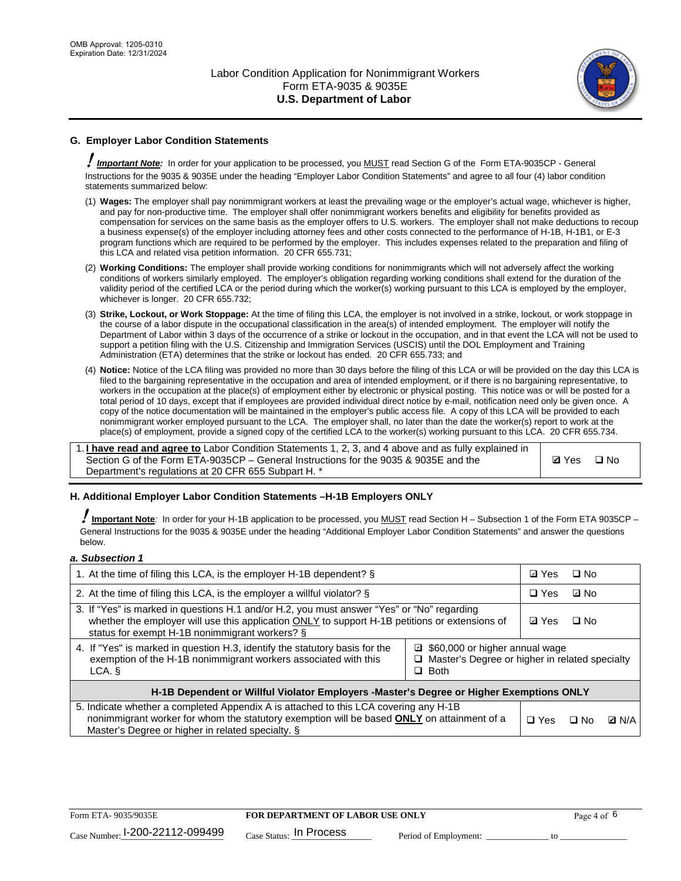## G. Employer Labor Condition Statements

! ***Important Note:*** In order for your application to be processed, you MUST read Section G of the Form ETA-9035CP - General Instructions for the 9035 & 9035E under the heading "Employer Labor Condition Statements" and agree to all four (4) labor condition statements summarized below:

(1) **Wages:** The employer shall pay nonimmigrant workers at least the prevailing wage or the employer's actual wage, whichever is higher, and pay for non-productive time. The employer shall offer nonimmigrant workers benefits and eligibility for benefits provided as compensation for services on the same basis as the employer offers to U.S. workers. The employer shall not make deductions to recoup a business expense(s) of the employer including attorney fees and other costs connected to the performance of H-1B, H-1B1, or E-3 program functions which are required to be performed by the employer. This includes expenses related to the preparation and filing of this LCA and related visa petition information. 20 CFR 655.731;

(2) **Working Conditions:** The employer shall provide working conditions for nonimmigrants which will not adversely affect the working conditions of workers similarly employed. The employer's obligation regarding working conditions shall extend for the duration of the validity period of the certified LCA or the period during which the worker(s) working pursuant to this LCA is employed by the employer, whichever is longer. 20 CFR 655.732;

(3) **Strike, Lockout, or Work Stoppage:** At the time of filing this LCA, the employer is not involved in a strike, lockout, or work stoppage in the course of a labor dispute in the occupational classification in the area(s) of intended employment. The employer will notify the Department of Labor within 3 days of the occurrence of a strike or lockout in the occupation, and in that event the LCA will not be used to support a petition filing with the U.S. Citizenship and Immigration Services (USCIS) until the DOL Employment and Training Administration (ETA) determines that the strike or lockout has ended. 20 CFR 655.733; and

(4) **Notice:** Notice of the LCA filing was provided no more than 30 days before the filing of this LCA or will be provided on the day this LCA is filed to the bargaining representative in the occupation and area of intended employment, or if there is no bargaining representative, to workers in the occupation at the place(s) of employment either by electronic or physical posting. This notice was or will be posted for a total period of 10 days, except that if employees are provided individual direct notice by e-mail, notification need only be given once. A copy of the notice documentation will be maintained in the employer's public access file. A copy of this LCA will be provided to each nonimmigrant worker employed pursuant to the LCA. The employer shall, no later than the date the worker(s) report to work at the place(s) of employment, provide a signed copy of the certified LCA to the worker(s) working pursuant to this LCA. 20 CFR 655.734.

| | |
|---|---|
| 1. **I have read and agree to** Labor Condition Statements 1, 2, 3, and 4 above and as fully explained in Section G of the Form ETA-9035CP – General Instructions for the 9035 & 9035E and the Department's regulations at 20 CFR 655 Subpart H. * | ☑ Yes ☐ No |

## H. Additional Employer Labor Condition Statements –H-1B Employers ONLY

! **Important Note**: In order for your H-1B application to be processed, you MUST read Section H – Subsection 1 of the Form ETA 9035CP – General Instructions for the 9035 & 9035E under the heading "Additional Employer Labor Condition Statements" and answer the questions below.

*a. Subsection 1*

| | |
|---|---|
| 1. At the time of filing this LCA, is the employer H-1B dependent? § | ☑ Yes ☐ No |
| 2. At the time of filing this LCA, is the employer a willful violator? § | ☐ Yes ☑ No |
| 3. If "Yes" is marked in questions H.1 and/or H.2, you must answer "Yes" or "No" regarding whether the employer will use this application ONLY to support H-1B petitions or extensions of status for exempt H-1B nonimmigrant workers? § | ☑ Yes ☐ No |
| 4. If "Yes" is marked in question H.3, identify the statutory basis for the exemption of the H-1B nonimmigrant workers associated with this LCA. § | ☑ $60,000 or higher annual wage<br>☐ Master's Degree or higher in related specialty<br>☐ Both |
| **H-1B Dependent or Willful Violator Employers -Master's Degree or Higher Exemptions ONLY** | |
| 5. Indicate whether a completed Appendix A is attached to this LCA covering any H-1B nonimmigrant worker for whom the statutory exemption will be based **ONLY** on attainment of a Master's Degree or higher in related specialty. § | ☐ Yes ☐ No ☑ N/A |

Form ETA- 9035/9035E | **FOR DEPARTMENT OF LABOR USE ONLY**

Case Number: I-200-22112-099499 Case Status: In Process Period of Employment: _____________ to _____________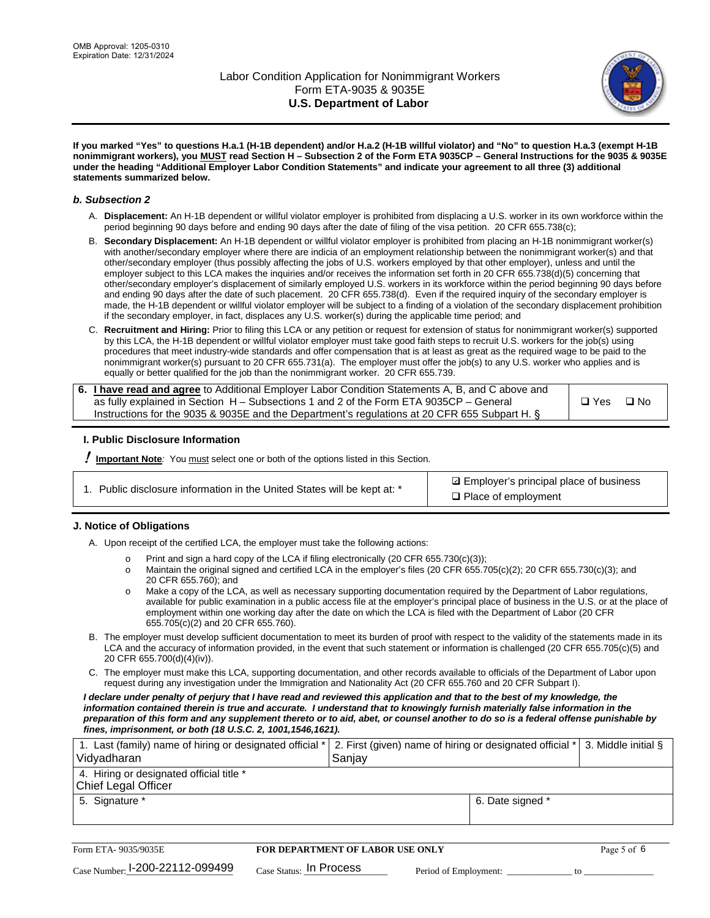**If you marked "Yes" to questions H.a.1 (H-1B dependent) and/or H.a.2 (H-1B willful violator) and "No" to question H.a.3 (exempt H-1B nonimmigrant workers), you MUST read Section H – Subsection 2 of the Form ETA 9035CP – General Instructions for the 9035 & 9035E under the heading "Additional Employer Labor Condition Statements" and indicate your agreement to all three (3) additional statements summarized below.**

### *b. Subsection 2*

A. **Displacement:** An H-1B dependent or willful violator employer is prohibited from displacing a U.S. worker in its own workforce within the period beginning 90 days before and ending 90 days after the date of filing of the visa petition. 20 CFR 655.738(c);

B. **Secondary Displacement:** An H-1B dependent or willful violator employer is prohibited from placing an H-1B nonimmigrant worker(s) with another/secondary employer where there are indicia of an employment relationship between the nonimmigrant worker(s) and that other/secondary employer (thus possibly affecting the jobs of U.S. workers employed by that other employer), unless and until the employer subject to this LCA makes the inquiries and/or receives the information set forth in 20 CFR 655.738(d)(5) concerning that other/secondary employer's displacement of similarly employed U.S. workers in its workforce within the period beginning 90 days before and ending 90 days after the date of such placement. 20 CFR 655.738(d). Even if the required inquiry of the secondary employer is made, the H-1B dependent or willful violator employer will be subject to a finding of a violation of the secondary displacement prohibition if the secondary employer, in fact, displaces any U.S. worker(s) during the applicable time period; and

C. **Recruitment and Hiring:** Prior to filing this LCA or any petition or request for extension of status for nonimmigrant worker(s) supported by this LCA, the H-1B dependent or willful violator employer must take good faith steps to recruit U.S. workers for the job(s) using procedures that meet industry-wide standards and offer compensation that is at least as great as the required wage to be paid to the nonimmigrant worker(s) pursuant to 20 CFR 655.731(a). The employer must offer the job(s) to any U.S. worker who applies and is equally or better qualified for the job than the nonimmigrant worker. 20 CFR 655.739.

| 6. **I have read and agree** to Additional Employer Labor Condition Statements A, B, and C above and as fully explained in Section H – Subsections 1 and 2 of the Form ETA 9035CP – General Instructions for the 9035 & 9035E and the Department's regulations at 20 CFR 655 Subpart H. § | ❑ Yes ❑ No |
|---|---|

### I. Public Disclosure Information

**! Important Note***:* You must select one or both of the options listed in this Section.

| 1. Public disclosure information in the United States will be kept at: * | ☑ Employer's principal place of business<br>❑ Place of employment |
|---|---|

### J. Notice of Obligations

A. Upon receipt of the certified LCA, the employer must take the following actions:

- o Print and sign a hard copy of the LCA if filing electronically (20 CFR 655.730(c)(3));
- o Maintain the original signed and certified LCA in the employer's files (20 CFR 655.705(c)(2); 20 CFR 655.730(c)(3); and 20 CFR 655.760); and
- o Make a copy of the LCA, as well as necessary supporting documentation required by the Department of Labor regulations, available for public examination in a public access file at the employer's principal place of business in the U.S. or at the place of employment within one working day after the date on which the LCA is filed with the Department of Labor (20 CFR 655.705(c)(2) and 20 CFR 655.760).

B. The employer must develop sufficient documentation to meet its burden of proof with respect to the validity of the statements made in its LCA and the accuracy of information provided, in the event that such statement or information is challenged (20 CFR 655.705(c)(5) and 20 CFR 655.700(d)(4)(iv)).

C. The employer must make this LCA, supporting documentation, and other records available to officials of the Department of Labor upon request during any investigation under the Immigration and Nationality Act (20 CFR 655.760 and 20 CFR Subpart I).

***I declare under penalty of perjury that I have read and reviewed this application and that to the best of my knowledge, the information contained therein is true and accurate. I understand that to knowingly furnish materially false information in the preparation of this form and any supplement thereto or to aid, abet, or counsel another to do so is a federal offense punishable by fines, imprisonment, or both (18 U.S.C. 2, 1001,1546,1621).***

| 1. Last (family) name of hiring or designated official *<br>Vidyadharan | 2. First (given) name of hiring or designated official *<br>Sanjay | 3. Middle initial § |
|---|---|---|
| 4. Hiring or designated official title *<br>Chief Legal Officer | | |
| 5. Signature * | 6. Date signed * | |

Form ETA- 9035/9035E | **FOR DEPARTMENT OF LABOR USE ONLY**

Case Number: I-200-22112-099499 Case Status: In Process Period of Employment: _____________ to _____________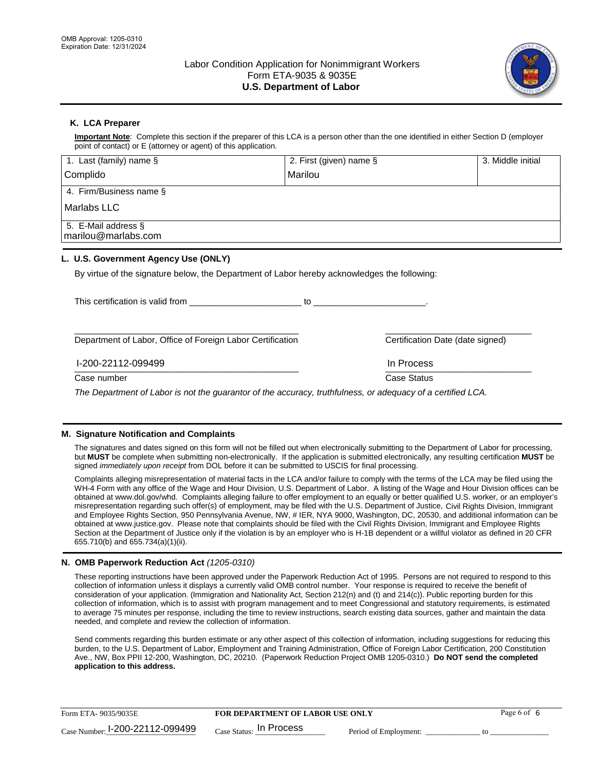OMB Approval: 1205-0310
Expiration Date: 12/31/2024

Labor Condition Application for Nonimmigrant Workers
Form ETA-9035 & 9035E
**U.S. Department of Labor**

## K. LCA Preparer

**Important Note**: Complete this section if the preparer of this LCA is a person other than the one identified in either Section D (employer point of contact) or E (attorney or agent) of this application.

| 1. Last (family) name § | 2. First (given) name § | 3. Middle initial |
|---|---|---|
| Complido | Marilou | |
| 4. Firm/Business name § | | |
| Marlabs LLC | | |
| 5. E-Mail address § | | |
| marilou@marlabs.com | | |

## L. U.S. Government Agency Use (ONLY)

By virtue of the signature below, the Department of Labor hereby acknowledges the following:

This certification is valid from ______________________ to ______________________.

_____________________________________________ Department of Labor, Office of Foreign Labor Certification

_____________________________ Certification Date (date signed)

I-200-22112-099499
Case number

In Process
Case Status

*The Department of Labor is not the guarantor of the accuracy, truthfulness, or adequacy of a certified LCA.*

## M. Signature Notification and Complaints

The signatures and dates signed on this form will not be filled out when electronically submitting to the Department of Labor for processing, but **MUST** be complete when submitting non-electronically. If the application is submitted electronically, any resulting certification **MUST** be signed *immediately upon receipt* from DOL before it can be submitted to USCIS for final processing.

Complaints alleging misrepresentation of material facts in the LCA and/or failure to comply with the terms of the LCA may be filed using the WH-4 Form with any office of the Wage and Hour Division, U.S. Department of Labor. A listing of the Wage and Hour Division offices can be obtained at www.dol.gov/whd. Complaints alleging failure to offer employment to an equally or better qualified U.S. worker, or an employer's misrepresentation regarding such offer(s) of employment, may be filed with the U.S. Department of Justice, Civil Rights Division, Immigrant and Employee Rights Section, 950 Pennsylvania Avenue, NW, # IER, NYA 9000, Washington, DC, 20530, and additional information can be obtained at www.justice.gov. Please note that complaints should be filed with the Civil Rights Division, Immigrant and Employee Rights Section at the Department of Justice only if the violation is by an employer who is H-1B dependent or a willful violator as defined in 20 CFR 655.710(b) and 655.734(a)(1)(ii).

## N. OMB Paperwork Reduction Act *(1205-0310)*

These reporting instructions have been approved under the Paperwork Reduction Act of 1995. Persons are not required to respond to this collection of information unless it displays a currently valid OMB control number. Your response is required to receive the benefit of consideration of your application. (Immigration and Nationality Act, Section 212(n) and (t) and 214(c)). Public reporting burden for this collection of information, which is to assist with program management and to meet Congressional and statutory requirements, is estimated to average 75 minutes per response, including the time to review instructions, search existing data sources, gather and maintain the data needed, and complete and review the collection of information.

Send comments regarding this burden estimate or any other aspect of this collection of information, including suggestions for reducing this burden, to the U.S. Department of Labor, Employment and Training Administration, Office of Foreign Labor Certification, 200 Constitution Ave., NW, Box PPII 12-200, Washington, DC, 20210. (Paperwork Reduction Project OMB 1205-0310.) **Do NOT send the completed application to this address.**

Form ETA- 9035/9035E | **FOR DEPARTMENT OF LABOR USE ONLY**

Case Number: I-200-22112-099499 | Case Status: In Process | Period of Employment: _____________ to _______________